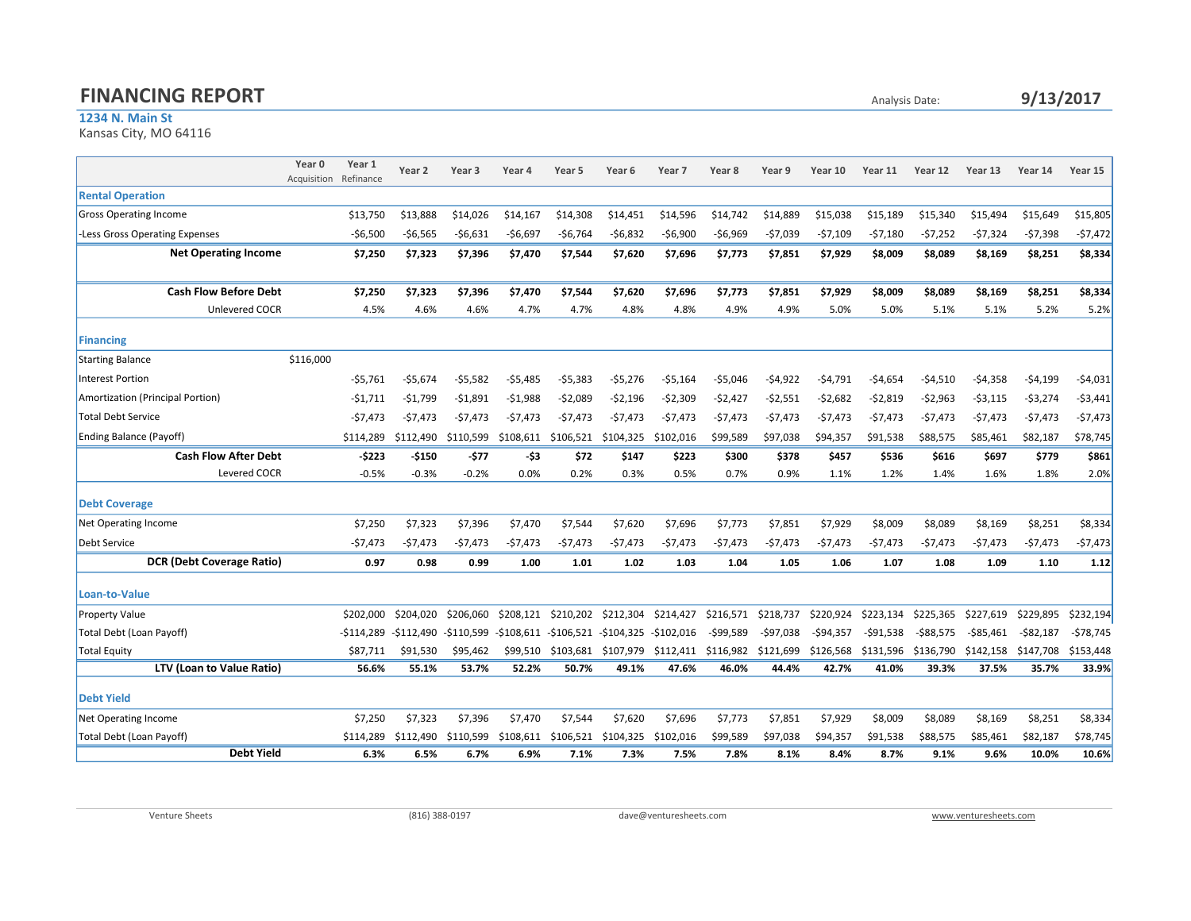# FINANCING REPORT

Analysis Date: **9/13/2017**

**1234 N. Main St**
Kansas City, MO 64116

| | Year 0 Acquisition | Year 1 Refinance | Year 2 | Year 3 | Year 4 | Year 5 | Year 6 | Year 7 | Year 8 | Year 9 | Year 10 | Year 11 | Year 12 | Year 13 | Year 14 | Year 15 |
|---|---|---|---|---|---|---|---|---|---|---|---|---|---|---|---|---|
| **Rental Operation** | | | | | | | | | | | | | | | | |
| Gross Operating Income | | $13,750 | $13,888 | $14,026 | $14,167 | $14,308 | $14,451 | $14,596 | $14,742 | $14,889 | $15,038 | $15,189 | $15,340 | $15,494 | $15,649 | $15,805 |
| -Less Gross Operating Expenses | | -$6,500 | -$6,565 | -$6,631 | -$6,697 | -$6,764 | -$6,832 | -$6,900 | -$6,969 | -$7,039 | -$7,109 | -$7,180 | -$7,252 | -$7,324 | -$7,398 | -$7,472 |
| **Net Operating Income** | | **$7,250** | **$7,323** | **$7,396** | **$7,470** | **$7,544** | **$7,620** | **$7,696** | **$7,773** | **$7,851** | **$7,929** | **$8,009** | **$8,089** | **$8,169** | **$8,251** | **$8,334** |
| **Cash Flow Before Debt** | | **$7,250** | **$7,323** | **$7,396** | **$7,470** | **$7,544** | **$7,620** | **$7,696** | **$7,773** | **$7,851** | **$7,929** | **$8,009** | **$8,089** | **$8,169** | **$8,251** | **$8,334** |
| Unlevered COCR | | 4.5% | 4.6% | 4.6% | 4.7% | 4.7% | 4.8% | 4.8% | 4.9% | 4.9% | 5.0% | 5.0% | 5.1% | 5.1% | 5.2% | 5.2% |
| **Financing** | | | | | | | | | | | | | | | | |
| Starting Balance | $116,000 | | | | | | | | | | | | | | | |
| Interest Portion | | -$5,761 | -$5,674 | -$5,582 | -$5,485 | -$5,383 | -$5,276 | -$5,164 | -$5,046 | -$4,922 | -$4,791 | -$4,654 | -$4,510 | -$4,358 | -$4,199 | -$4,031 |
| Amortization (Principal Portion) | | -$1,711 | -$1,799 | -$1,891 | -$1,988 | -$2,089 | -$2,196 | -$2,309 | -$2,427 | -$2,551 | -$2,682 | -$2,819 | -$2,963 | -$3,115 | -$3,274 | -$3,441 |
| Total Debt Service | | -$7,473 | -$7,473 | -$7,473 | -$7,473 | -$7,473 | -$7,473 | -$7,473 | -$7,473 | -$7,473 | -$7,473 | -$7,473 | -$7,473 | -$7,473 | -$7,473 | -$7,473 |
| Ending Balance (Payoff) | | $114,289 | $112,490 | $110,599 | $108,611 | $106,521 | $104,325 | $102,016 | $99,589 | $97,038 | $94,357 | $91,538 | $88,575 | $85,461 | $82,187 | $78,745 |
| **Cash Flow After Debt** | | **-$223** | **-$150** | **-$77** | **-$3** | **$72** | **$147** | **$223** | **$300** | **$378** | **$457** | **$536** | **$616** | **$697** | **$779** | **$861** |
| Levered COCR | | -0.5% | -0.3% | -0.2% | 0.0% | 0.2% | 0.3% | 0.5% | 0.7% | 0.9% | 1.1% | 1.2% | 1.4% | 1.6% | 1.8% | 2.0% |
| **Debt Coverage** | | | | | | | | | | | | | | | | |
| Net Operating Income | | $7,250 | $7,323 | $7,396 | $7,470 | $7,544 | $7,620 | $7,696 | $7,773 | $7,851 | $7,929 | $8,009 | $8,089 | $8,169 | $8,251 | $8,334 |
| Debt Service | | -$7,473 | -$7,473 | -$7,473 | -$7,473 | -$7,473 | -$7,473 | -$7,473 | -$7,473 | -$7,473 | -$7,473 | -$7,473 | -$7,473 | -$7,473 | -$7,473 | -$7,473 |
| **DCR (Debt Coverage Ratio)** | | **0.97** | **0.98** | **0.99** | **1.00** | **1.01** | **1.02** | **1.03** | **1.04** | **1.05** | **1.06** | **1.07** | **1.08** | **1.09** | **1.10** | **1.12** |
| **Loan-to-Value** | | | | | | | | | | | | | | | | |
| Property Value | | $202,000 | $204,020 | $206,060 | $208,121 | $210,202 | $212,304 | $214,427 | $216,571 | $218,737 | $220,924 | $223,134 | $225,365 | $227,619 | $229,895 | $232,194 |
| Total Debt (Loan Payoff) | | -$114,289 | -$112,490 | -$110,599 | -$108,611 | -$106,521 | -$104,325 | -$102,016 | -$99,589 | -$97,038 | -$94,357 | -$91,538 | -$88,575 | -$85,461 | -$82,187 | -$78,745 |
| Total Equity | | $87,711 | $91,530 | $95,462 | $99,510 | $103,681 | $107,979 | $112,411 | $116,982 | $121,699 | $126,568 | $131,596 | $136,790 | $142,158 | $147,708 | $153,448 |
| **LTV (Loan to Value Ratio)** | | **56.6%** | **55.1%** | **53.7%** | **52.2%** | **50.7%** | **49.1%** | **47.6%** | **46.0%** | **44.4%** | **42.7%** | **41.0%** | **39.3%** | **37.5%** | **35.7%** | **33.9%** |
| **Debt Yield** | | | | | | | | | | | | | | | | |
| Net Operating Income | | $7,250 | $7,323 | $7,396 | $7,470 | $7,544 | $7,620 | $7,696 | $7,773 | $7,851 | $7,929 | $8,009 | $8,089 | $8,169 | $8,251 | $8,334 |
| Total Debt (Loan Payoff) | | $114,289 | $112,490 | $110,599 | $108,611 | $106,521 | $104,325 | $102,016 | $99,589 | $97,038 | $94,357 | $91,538 | $88,575 | $85,461 | $82,187 | $78,745 |
| **Debt Yield** | | **6.3%** | **6.5%** | **6.7%** | **6.9%** | **7.1%** | **7.3%** | **7.5%** | **7.8%** | **8.1%** | **8.4%** | **8.7%** | **9.1%** | **9.6%** | **10.0%** | **10.6%** |

Venture Sheets (816) 388-0197 dave@venturesheets.com www.venturesheets.com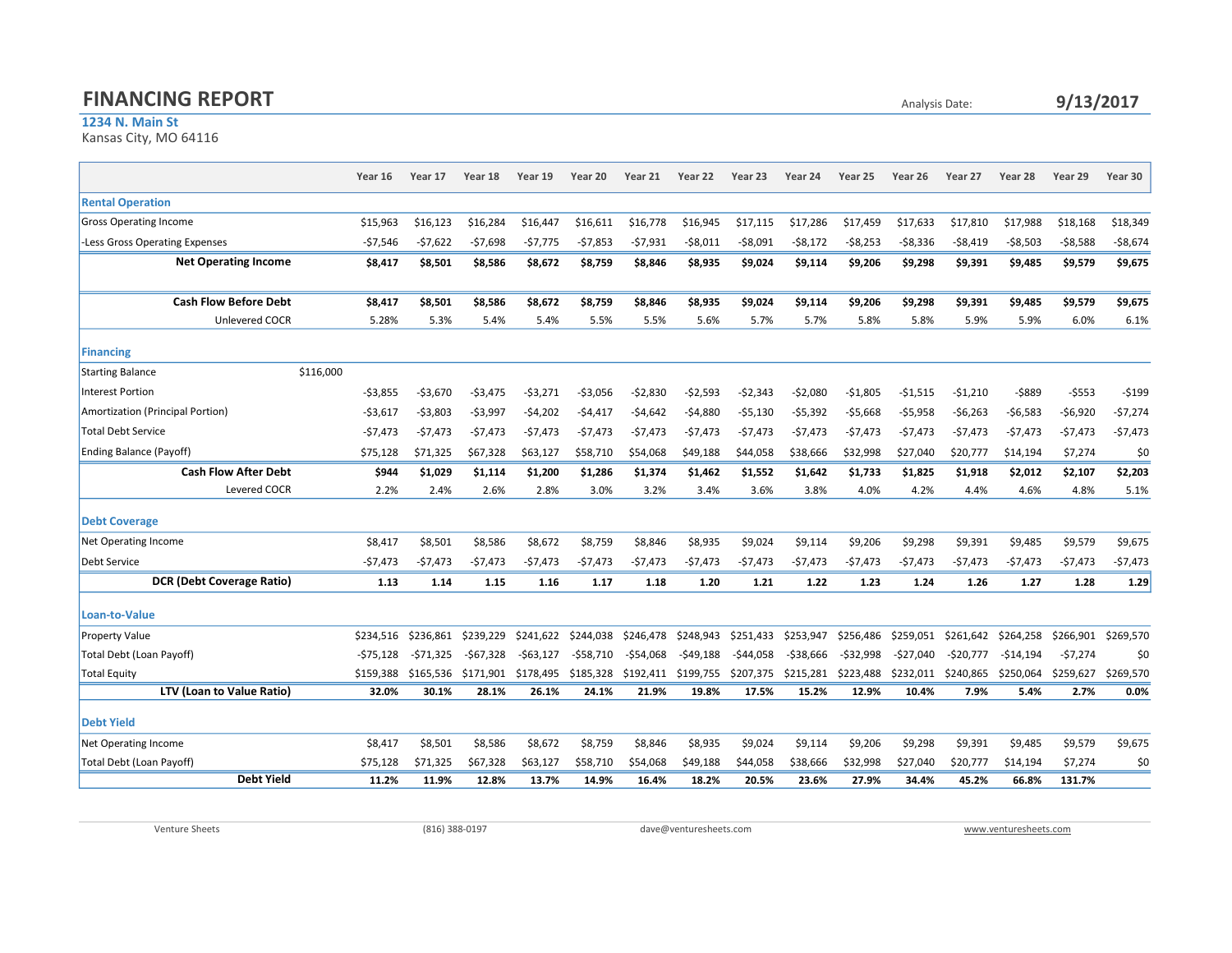# FINANCING REPORT

Analysis Date: **9/13/2017**

**1234 N. Main St**
Kansas City, MO 64116

| | | Year 16 | Year 17 | Year 18 | Year 19 | Year 20 | Year 21 | Year 22 | Year 23 | Year 24 | Year 25 | Year 26 | Year 27 | Year 28 | Year 29 | Year 30 |
|---|---|---|---|---|---|---|---|---|---|---|---|---|---|---|---|---|
| **Rental Operation** | | | | | | | | | | | | | | | | |
| Gross Operating Income | | $15,963 | $16,123 | $16,284 | $16,447 | $16,611 | $16,778 | $16,945 | $17,115 | $17,286 | $17,459 | $17,633 | $17,810 | $17,988 | $18,168 | $18,349 |
| -Less Gross Operating Expenses | | -$7,546 | -$7,622 | -$7,698 | -$7,775 | -$7,853 | -$7,931 | -$8,011 | -$8,091 | -$8,172 | -$8,253 | -$8,336 | -$8,419 | -$8,503 | -$8,588 | -$8,674 |
| **Net Operating Income** | | **$8,417** | **$8,501** | **$8,586** | **$8,672** | **$8,759** | **$8,846** | **$8,935** | **$9,024** | **$9,114** | **$9,206** | **$9,298** | **$9,391** | **$9,485** | **$9,579** | **$9,675** |
| **Cash Flow Before Debt** | | **$8,417** | **$8,501** | **$8,586** | **$8,672** | **$8,759** | **$8,846** | **$8,935** | **$9,024** | **$9,114** | **$9,206** | **$9,298** | **$9,391** | **$9,485** | **$9,579** | **$9,675** |
| Unlevered COCR | | 5.28% | 5.3% | 5.4% | 5.4% | 5.5% | 5.5% | 5.6% | 5.7% | 5.7% | 5.8% | 5.8% | 5.9% | 5.9% | 6.0% | 6.1% |
| **Financing** | | | | | | | | | | | | | | | | |
| Starting Balance | $116,000 | | | | | | | | | | | | | | | |
| Interest Portion | | -$3,855 | -$3,670 | -$3,475 | -$3,271 | -$3,056 | -$2,830 | -$2,593 | -$2,343 | -$2,080 | -$1,805 | -$1,515 | -$1,210 | -$889 | -$553 | -$199 |
| Amortization (Principal Portion) | | -$3,617 | -$3,803 | -$3,997 | -$4,202 | -$4,417 | -$4,642 | -$4,880 | -$5,130 | -$5,392 | -$5,668 | -$5,958 | -$6,263 | -$6,583 | -$6,920 | -$7,274 |
| Total Debt Service | | -$7,473 | -$7,473 | -$7,473 | -$7,473 | -$7,473 | -$7,473 | -$7,473 | -$7,473 | -$7,473 | -$7,473 | -$7,473 | -$7,473 | -$7,473 | -$7,473 | -$7,473 |
| Ending Balance (Payoff) | | $75,128 | $71,325 | $67,328 | $63,127 | $58,710 | $54,068 | $49,188 | $44,058 | $38,666 | $32,998 | $27,040 | $20,777 | $14,194 | $7,274 | $0 |
| **Cash Flow After Debt** | | **$944** | **$1,029** | **$1,114** | **$1,200** | **$1,286** | **$1,374** | **$1,462** | **$1,552** | **$1,642** | **$1,733** | **$1,825** | **$1,918** | **$2,012** | **$2,107** | **$2,203** |
| Levered COCR | | 2.2% | 2.4% | 2.6% | 2.8% | 3.0% | 3.2% | 3.4% | 3.6% | 3.8% | 4.0% | 4.2% | 4.4% | 4.6% | 4.8% | 5.1% |
| **Debt Coverage** | | | | | | | | | | | | | | | | |
| Net Operating Income | | $8,417 | $8,501 | $8,586 | $8,672 | $8,759 | $8,846 | $8,935 | $9,024 | $9,114 | $9,206 | $9,298 | $9,391 | $9,485 | $9,579 | $9,675 |
| Debt Service | | -$7,473 | -$7,473 | -$7,473 | -$7,473 | -$7,473 | -$7,473 | -$7,473 | -$7,473 | -$7,473 | -$7,473 | -$7,473 | -$7,473 | -$7,473 | -$7,473 | -$7,473 |
| **DCR (Debt Coverage Ratio)** | | **1.13** | **1.14** | **1.15** | **1.16** | **1.17** | **1.18** | **1.20** | **1.21** | **1.22** | **1.23** | **1.24** | **1.26** | **1.27** | **1.28** | **1.29** |
| **Loan-to-Value** | | | | | | | | | | | | | | | | |
| Property Value | | $234,516 | $236,861 | $239,229 | $241,622 | $244,038 | $246,478 | $248,943 | $251,433 | $253,947 | $256,486 | $259,051 | $261,642 | $264,258 | $266,901 | $269,570 |
| Total Debt (Loan Payoff) | | -$75,128 | -$71,325 | -$67,328 | -$63,127 | -$58,710 | -$54,068 | -$49,188 | -$44,058 | -$38,666 | -$32,998 | -$27,040 | -$20,777 | -$14,194 | -$7,274 | $0 |
| Total Equity | | $159,388 | $165,536 | $171,901 | $178,495 | $185,328 | $192,411 | $199,755 | $207,375 | $215,281 | $223,488 | $232,011 | $240,865 | $250,064 | $259,627 | $269,570 |
| **LTV (Loan to Value Ratio)** | | **32.0%** | **30.1%** | **28.1%** | **26.1%** | **24.1%** | **21.9%** | **19.8%** | **17.5%** | **15.2%** | **12.9%** | **10.4%** | **7.9%** | **5.4%** | **2.7%** | **0.0%** |
| **Debt Yield** | | | | | | | | | | | | | | | | |
| Net Operating Income | | $8,417 | $8,501 | $8,586 | $8,672 | $8,759 | $8,846 | $8,935 | $9,024 | $9,114 | $9,206 | $9,298 | $9,391 | $9,485 | $9,579 | $9,675 |
| Total Debt (Loan Payoff) | | $75,128 | $71,325 | $67,328 | $63,127 | $58,710 | $54,068 | $49,188 | $44,058 | $38,666 | $32,998 | $27,040 | $20,777 | $14,194 | $7,274 | $0 |
| **Debt Yield** | | **11.2%** | **11.9%** | **12.8%** | **13.7%** | **14.9%** | **16.4%** | **18.2%** | **20.5%** | **23.6%** | **27.9%** | **34.4%** | **45.2%** | **66.8%** | **131.7%** | |

Venture Sheets | (816) 388-0197 | dave@venturesheets.com | www.venturesheets.com